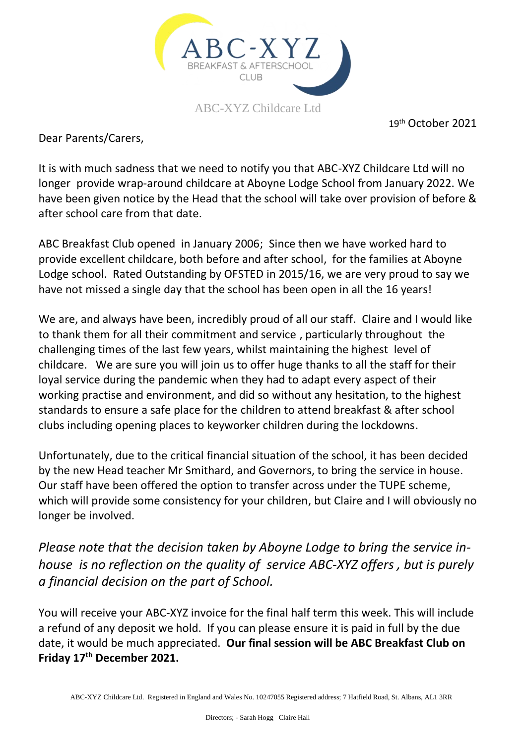ABC-XYZ
BREAKFAST & AFTERSCHOOL
CLUB

ABC-XYZ Childcare Ltd

19th October 2021

Dear Parents/Carers,

It is with much sadness that we need to notify you that ABC-XYZ Childcare Ltd will no longer provide wrap-around childcare at Aboyne Lodge School from January 2022. We have been given notice by the Head that the school will take over provision of before & after school care from that date.

ABC Breakfast Club opened in January 2006; Since then we have worked hard to provide excellent childcare, both before and after school, for the families at Aboyne Lodge school. Rated Outstanding by OFSTED in 2015/16, we are very proud to say we have not missed a single day that the school has been open in all the 16 years!

We are, and always have been, incredibly proud of all our staff. Claire and I would like to thank them for all their commitment and service , particularly throughout the challenging times of the last few years, whilst maintaining the highest level of childcare. We are sure you will join us to offer huge thanks to all the staff for their loyal service during the pandemic when they had to adapt every aspect of their working practise and environment, and did so without any hesitation, to the highest standards to ensure a safe place for the children to attend breakfast & after school clubs including opening places to keyworker children during the lockdowns.

Unfortunately, due to the critical financial situation of the school, it has been decided by the new Head teacher Mr Smithard, and Governors, to bring the service in house. Our staff have been offered the option to transfer across under the TUPE scheme, which will provide some consistency for your children, but Claire and I will obviously no longer be involved.

*Please note that the decision taken by Aboyne Lodge to bring the service in-house is no reflection on the quality of service ABC-XYZ offers , but is purely a financial decision on the part of School.*

You will receive your ABC-XYZ invoice for the final half term this week. This will include a refund of any deposit we hold. If you can please ensure it is paid in full by the due date, it would be much appreciated. **Our final session will be ABC Breakfast Club on Friday 17th December 2021.**

ABC-XYZ Childcare Ltd. Registered in England and Wales No. 10247055 Registered address; 7 Hatfield Road, St. Albans, AL1 3RR

Directors; - Sarah Hogg Claire Hall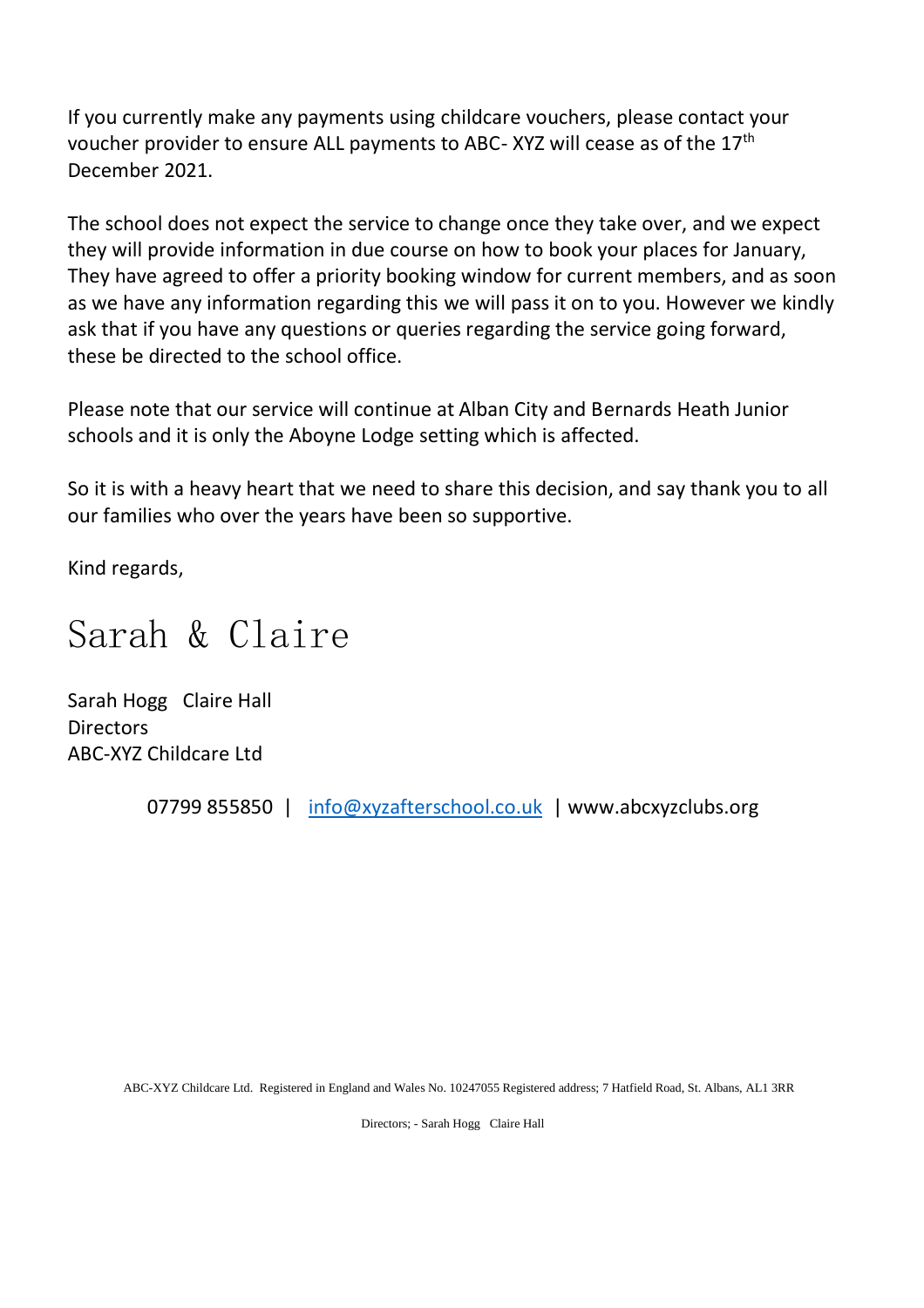If you currently make any payments using childcare vouchers, please contact your voucher provider to ensure ALL payments to ABC- XYZ will cease as of the 17th December 2021.

The school does not expect the service to change once they take over, and we expect they will provide information in due course on how to book your places for January, They have agreed to offer a priority booking window for current members, and as soon as we have any information regarding this we will pass it on to you. However we kindly ask that if you have any questions or queries regarding the service going forward, these be directed to the school office.

Please note that our service will continue at Alban City and Bernards Heath Junior schools and it is only the Aboyne Lodge setting which is affected.

So it is with a heavy heart that we need to share this decision, and say thank you to all our families who over the years have been so supportive.

Kind regards,

Sarah & Claire

Sarah Hogg   Claire Hall
Directors
ABC-XYZ Childcare Ltd

07799 855850 | info@xyzafterschool.co.uk | www.abcxyzclubs.org

ABC-XYZ Childcare Ltd. Registered in England and Wales No. 10247055 Registered address; 7 Hatfield Road, St. Albans, AL1 3RR

Directors; - Sarah Hogg   Claire Hall